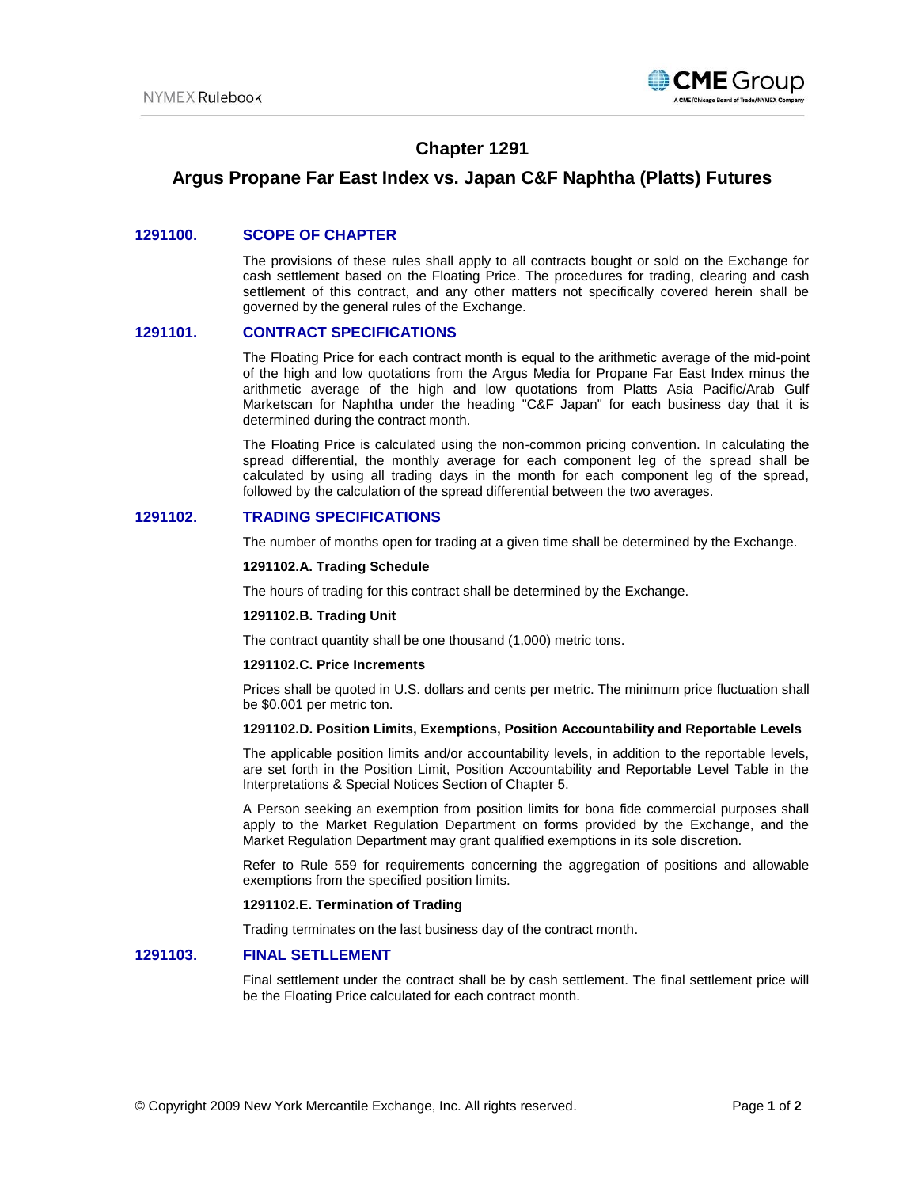# Chapter 1291

# Argus Propane Far East Index vs. Japan C&F Naphtha (Platts) Futures

## 1291100. SCOPE OF CHAPTER

The provisions of these rules shall apply to all contracts bought or sold on the Exchange for cash settlement based on the Floating Price. The procedures for trading, clearing and cash settlement of this contract, and any other matters not specifically covered herein shall be governed by the general rules of the Exchange.

## 1291101. CONTRACT SPECIFICATIONS

The Floating Price for each contract month is equal to the arithmetic average of the mid-point of the high and low quotations from the Argus Media for Propane Far East Index minus the arithmetic average of the high and low quotations from Platts Asia Pacific/Arab Gulf Marketscan for Naphtha under the heading "C&F Japan" for each business day that it is determined during the contract month.

The Floating Price is calculated using the non-common pricing convention. In calculating the spread differential, the monthly average for each component leg of the spread shall be calculated by using all trading days in the month for each component leg of the spread, followed by the calculation of the spread differential between the two averages.

## 1291102. TRADING SPECIFICATIONS

The number of months open for trading at a given time shall be determined by the Exchange.

### 1291102.A. Trading Schedule

The hours of trading for this contract shall be determined by the Exchange.

### 1291102.B. Trading Unit

The contract quantity shall be one thousand (1,000) metric tons.

### 1291102.C. Price Increments

Prices shall be quoted in U.S. dollars and cents per metric. The minimum price fluctuation shall be $0.001 per metric ton.

### 1291102.D. Position Limits, Exemptions, Position Accountability and Reportable Levels

The applicable position limits and/or accountability levels, in addition to the reportable levels, are set forth in the Position Limit, Position Accountability and Reportable Level Table in the Interpretations & Special Notices Section of Chapter 5.

A Person seeking an exemption from position limits for bona fide commercial purposes shall apply to the Market Regulation Department on forms provided by the Exchange, and the Market Regulation Department may grant qualified exemptions in its sole discretion.

Refer to Rule 559 for requirements concerning the aggregation of positions and allowable exemptions from the specified position limits.

### 1291102.E. Termination of Trading

Trading terminates on the last business day of the contract month.

## 1291103. FINAL SETLLEMENT

Final settlement under the contract shall be by cash settlement. The final settlement price will be the Floating Price calculated for each contract month.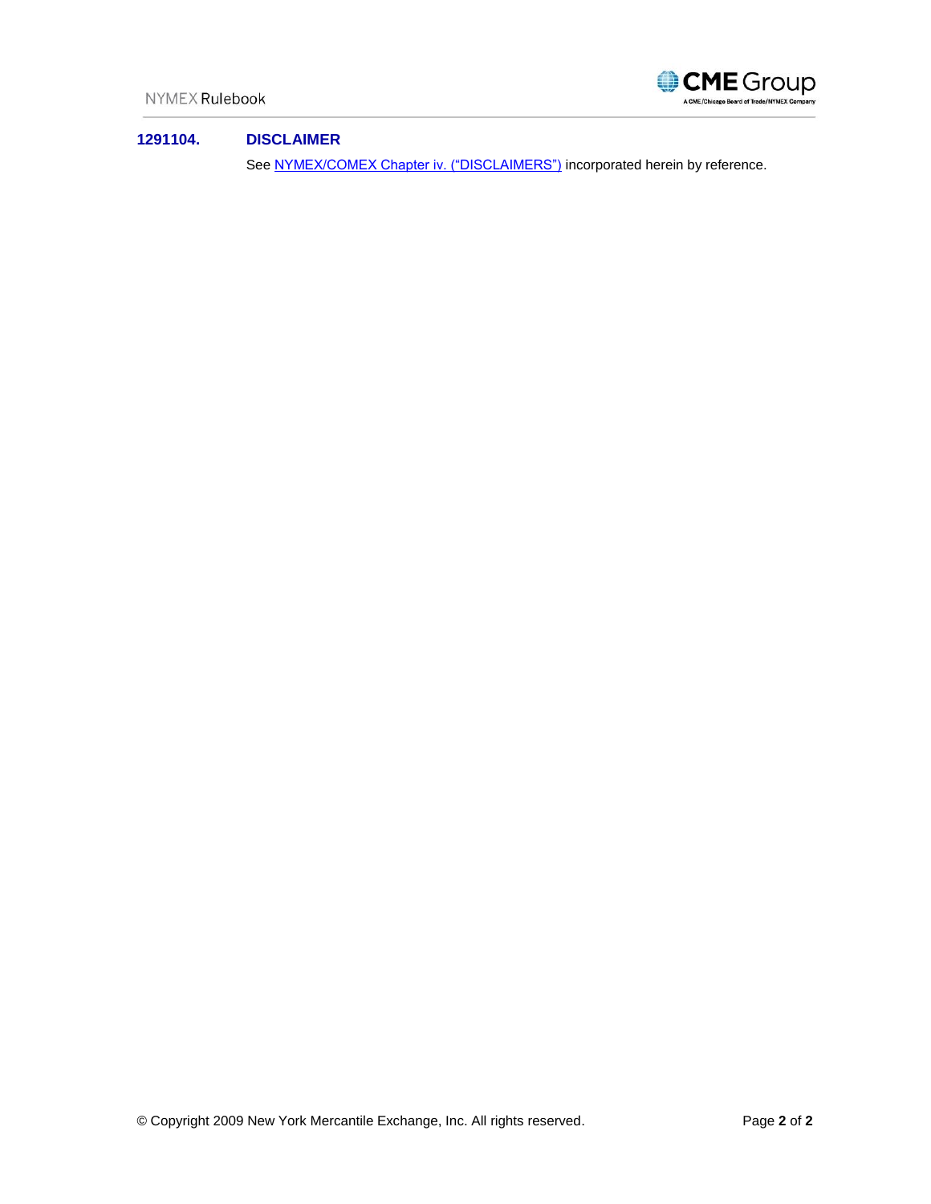### 1291104. DISCLAIMER

See NYMEX/COMEX Chapter iv. ("DISCLAIMERS") incorporated herein by reference.